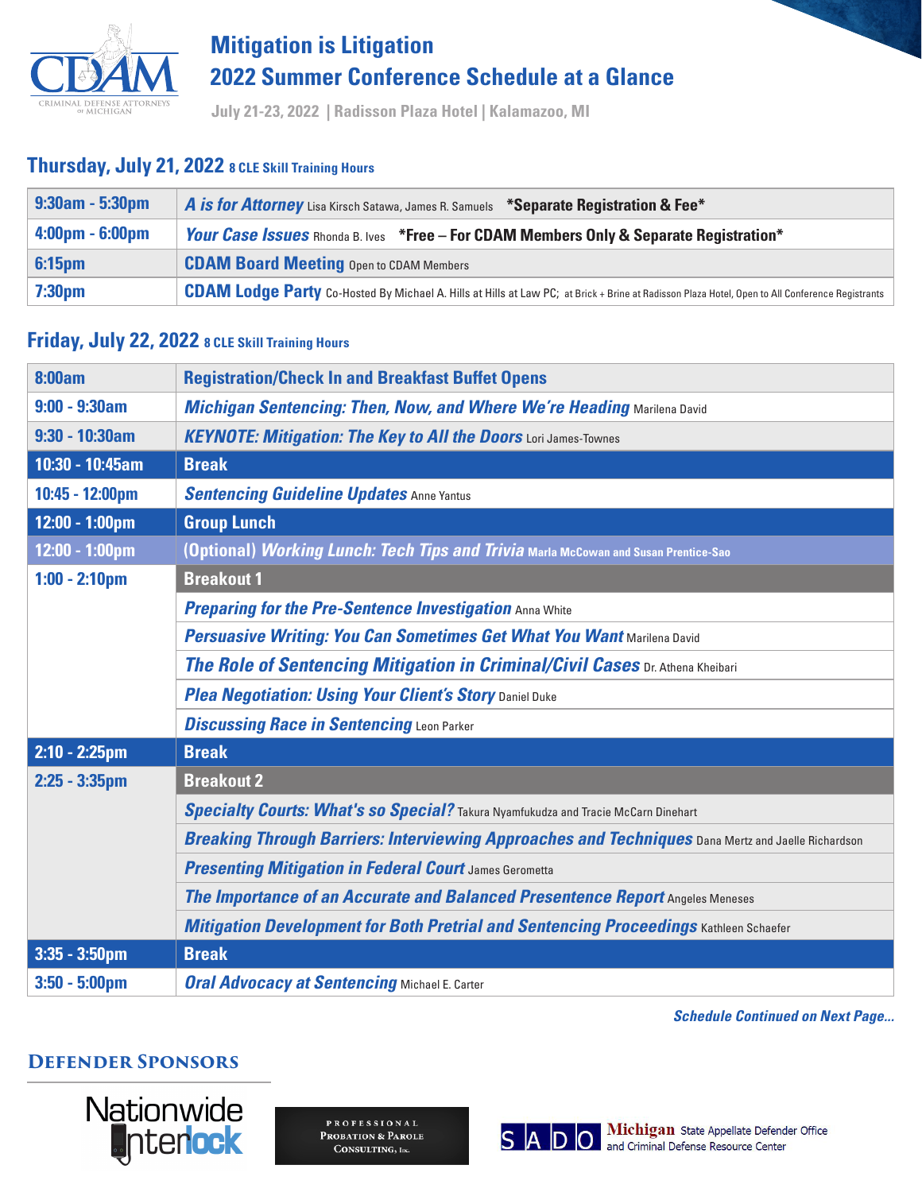# Mitigation is Litigation
## 2022 Summer Conference Schedule at a Glance

July 21-23, 2022 | Radisson Plaza Hotel | Kalamazoo, MI

### Thursday, July 21, 2022 8 CLE Skill Training Hours

| Time | Session |
|---|---|
| 9:30am - 5:30pm | ***A is for Attorney*** Lisa Kirsch Satawa, James R. Samuels **\*Separate Registration & Fee\*** |
| 4:00pm - 6:00pm | ***Your Case Issues*** Rhonda B. Ives **\*Free – For CDAM Members Only & Separate Registration\*** |
| 6:15pm | **CDAM Board Meeting** Open to CDAM Members |
| 7:30pm | **CDAM Lodge Party** Co-Hosted By Michael A. Hills at Hills at Law PC; at Brick + Brine at Radisson Plaza Hotel, Open to All Conference Registrants |

### Friday, July 22, 2022 8 CLE Skill Training Hours

| Time | Session |
|---|---|
| 8:00am | **Registration/Check In and Breakfast Buffet Opens** |
| 9:00 - 9:30am | ***Michigan Sentencing: Then, Now, and Where We're Heading*** Marilena David |
| 9:30 - 10:30am | ***KEYNOTE: Mitigation: The Key to All the Doors*** Lori James-Townes |
| 10:30 - 10:45am | **Break** |
| 10:45 - 12:00pm | ***Sentencing Guideline Updates*** Anne Yantus |
| 12:00 - 1:00pm | **Group Lunch** |
| 12:00 - 1:00pm | **(Optional) *Working Lunch: Tech Tips and Trivia*** Marla McCowan and Susan Prentice-Sao |
| 1:00 - 2:10pm | **Breakout 1** |
| | ***Preparing for the Pre-Sentence Investigation*** Anna White |
| | ***Persuasive Writing: You Can Sometimes Get What You Want*** Marilena David |
| | ***The Role of Sentencing Mitigation in Criminal/Civil Cases*** Dr. Athena Kheibari |
| | ***Plea Negotiation: Using Your Client's Story*** Daniel Duke |
| | ***Discussing Race in Sentencing*** Leon Parker |
| 2:10 - 2:25pm | **Break** |
| 2:25 - 3:35pm | **Breakout 2** |
| | ***Specialty Courts: What's so Special?*** Takura Nyamfukudza and Tracie McCarn Dinehart |
| | ***Breaking Through Barriers: Interviewing Approaches and Techniques*** Dana Mertz and Jaelle Richardson |
| | ***Presenting Mitigation in Federal Court*** James Gerometta |
| | ***The Importance of an Accurate and Balanced Presentence Report*** Angeles Meneses |
| | ***Mitigation Development for Both Pretrial and Sentencing Proceedings*** Kathleen Schaefer |
| 3:35 - 3:50pm | **Break** |
| 3:50 - 5:00pm | ***Oral Advocacy at Sentencing*** Michael E. Carter |

*Schedule Continued on Next Page...*

## Defender Sponsors

Nationwide Interlock

Professional Probation & Parole Consulting, Inc.

SADO Michigan State Appellate Defender Office and Criminal Defense Resource Center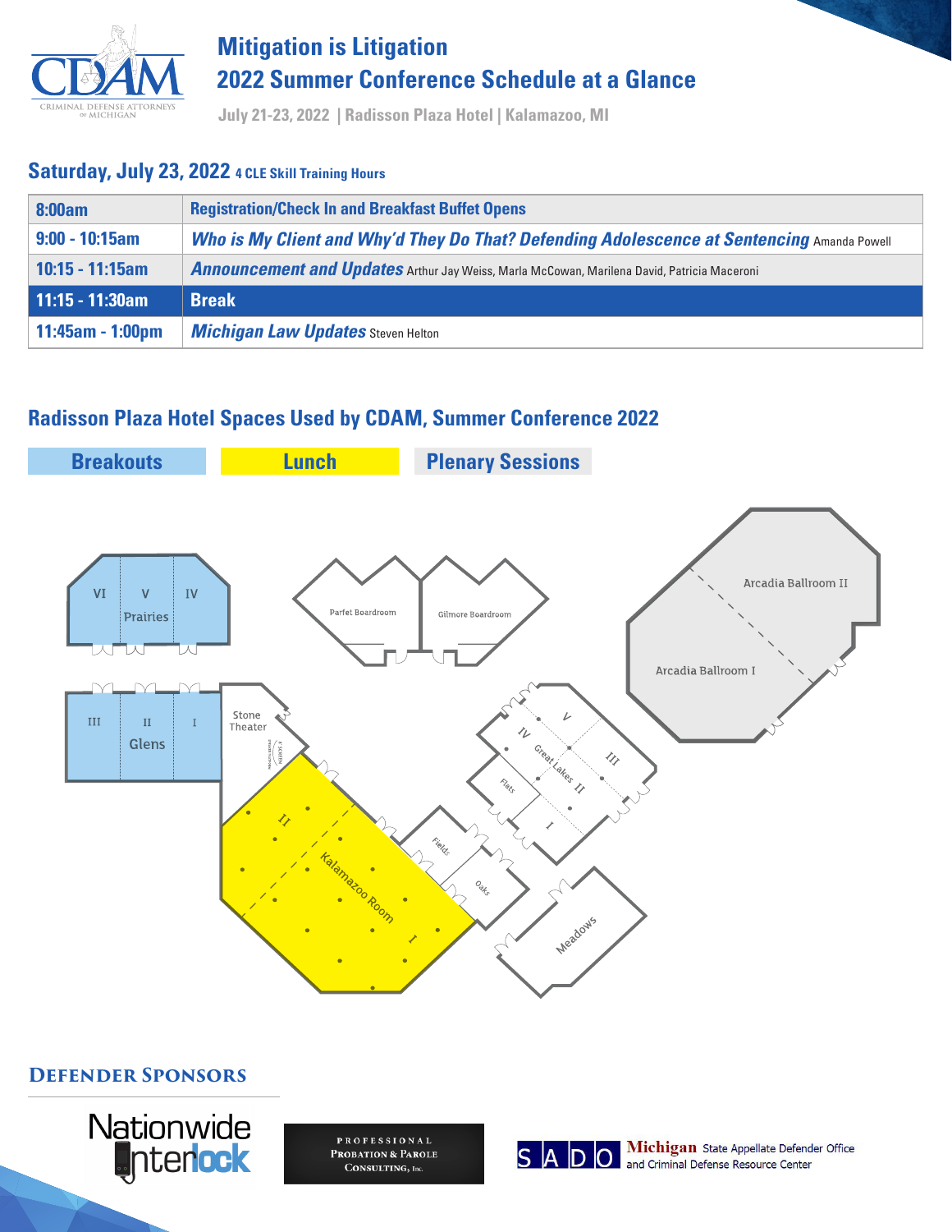# Mitigation is Litigation
## 2022 Summer Conference Schedule at a Glance

**July 21-23, 2022 | Radisson Plaza Hotel | Kalamazoo, MI**

## Saturday, July 23, 2022 4 CLE Skill Training Hours

| | |
|---|---|
| **8:00am** | **Registration/Check In and Breakfast Buffet Opens** |
| **9:00 - 10:15am** | ***Who is My Client and Why'd They Do That? Defending Adolescence at Sentencing*** Amanda Powell |
| **10:15 - 11:15am** | ***Announcement and Updates*** Arthur Jay Weiss, Marla McCowan, Marilena David, Patricia Maceroni |
| **11:15 - 11:30am** | **Break** |
| **11:45am - 1:00pm** | ***Michigan Law Updates*** Steven Helton |

## Radisson Plaza Hotel Spaces Used by CDAM, Summer Conference 2022

Breakouts
Lunch
Plenary Sessions

VI V IV Prairies
Parfet Boardroom
Gilmore Boardroom
Arcadia Ballroom II
Arcadia Ballroom I
III II I Glens
Stone Theater
V IV III Great Lakes II I
Flats
II Kalamazoo Room I
Fields
Oaks
Meadows

## Defender Sponsors

Nationwide Interlock

Professional Probation & Parole Consulting, Inc.

SADO Michigan State Appellate Defender Office and Criminal Defense Resource Center